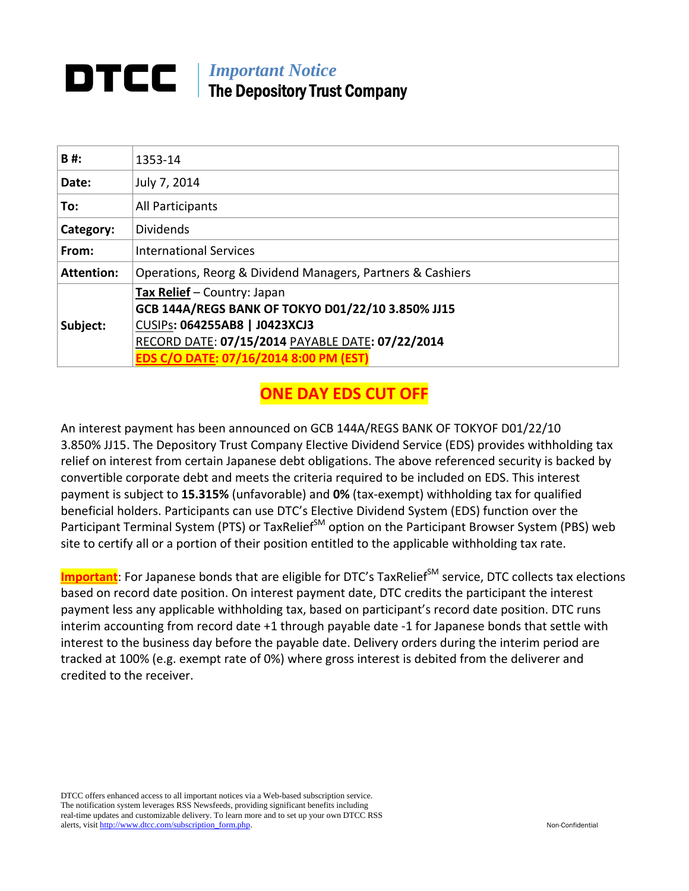# DTCC | *Important Notice*
## The Depository Trust Company

| B #: | 1353-14 |
|---|---|
| Date: | July 7, 2014 |
| To: | All Participants |
| Category: | Dividends |
| From: | International Services |
| Attention: | Operations, Reorg & Dividend Managers, Partners & Cashiers |
| Subject: | **Tax Relief** – Country: Japan<br>**GCB 144A/REGS BANK OF TOKYO D01/22/10 3.850% JJ15**<br>CUSIPs**: 064255AB8 \| J0423XCJ3**<br>RECORD DATE: **07/15/2014** PAYABLE DATE**: 07/22/2014**<br>**EDS C/O DATE: 07/16/2014 8:00 PM (EST)** |

## ONE DAY EDS CUT OFF

An interest payment has been announced on GCB 144A/REGS BANK OF TOKYOF D01/22/10 3.850% JJ15. The Depository Trust Company Elective Dividend Service (EDS) provides withholding tax relief on interest from certain Japanese debt obligations. The above referenced security is backed by convertible corporate debt and meets the criteria required to be included on EDS. This interest payment is subject to **15.315%** (unfavorable) and **0%** (tax-exempt) withholding tax for qualified beneficial holders. Participants can use DTC's Elective Dividend System (EDS) function over the Participant Terminal System (PTS) or TaxRelief[SM] option on the Participant Browser System (PBS) web site to certify all or a portion of their position entitled to the applicable withholding tax rate.

**Important**: For Japanese bonds that are eligible for DTC's TaxRelief[SM] service, DTC collects tax elections based on record date position. On interest payment date, DTC credits the participant the interest payment less any applicable withholding tax, based on participant's record date position. DTC runs interim accounting from record date +1 through payable date -1 for Japanese bonds that settle with interest to the business day before the payable date. Delivery orders during the interim period are tracked at 100% (e.g. exempt rate of 0%) where gross interest is debited from the deliverer and credited to the receiver.

DTCC offers enhanced access to all important notices via a Web-based subscription service. The notification system leverages RSS Newsfeeds, providing significant benefits including real-time updates and customizable delivery. To learn more and to set up your own DTCC RSS alerts, visit http://www.dtcc.com/subscription_form.php.

Non-Confidential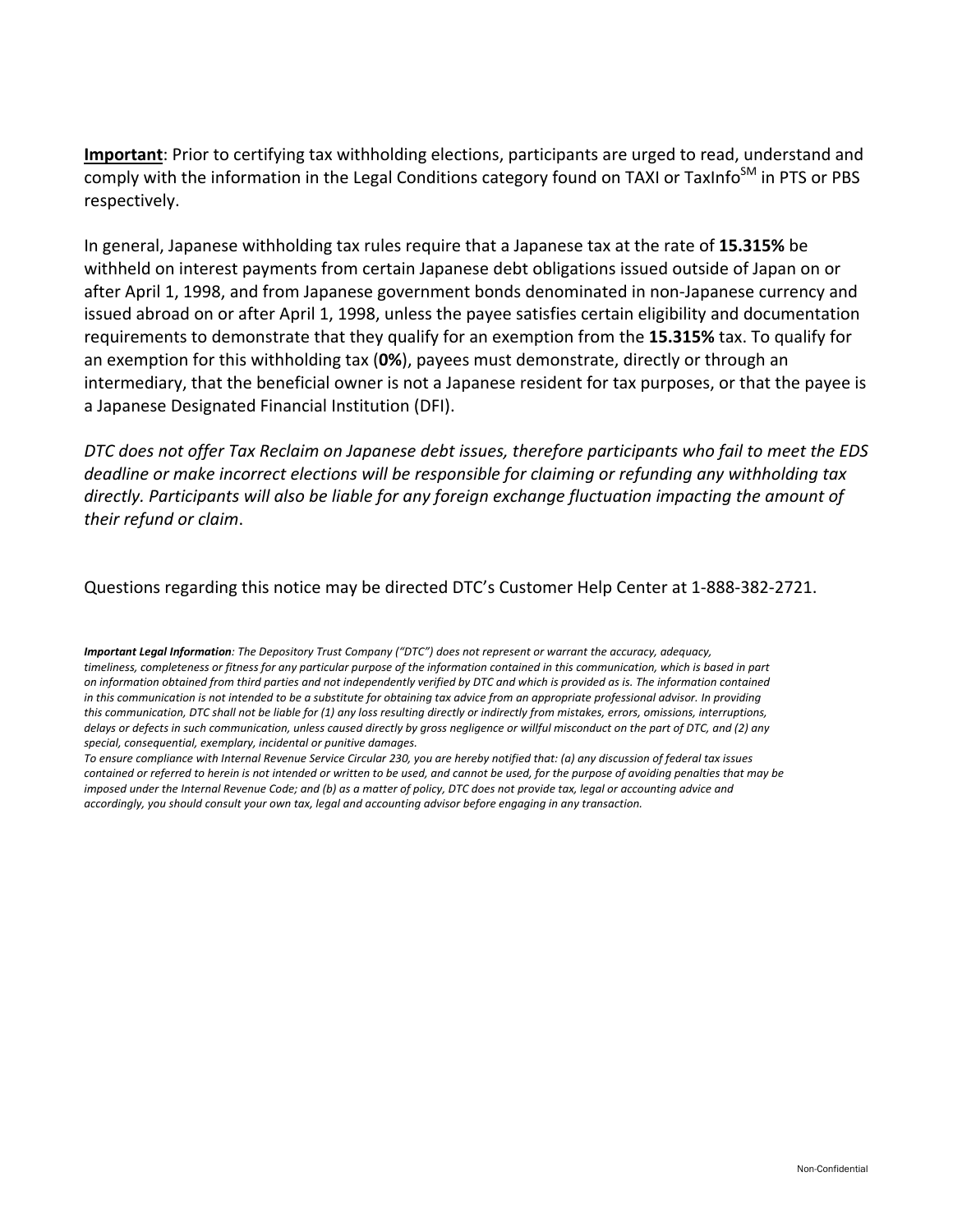**Important**: Prior to certifying tax withholding elections, participants are urged to read, understand and comply with the information in the Legal Conditions category found on TAXI or TaxInfo[SM] in PTS or PBS respectively.

In general, Japanese withholding tax rules require that a Japanese tax at the rate of **15.315%** be withheld on interest payments from certain Japanese debt obligations issued outside of Japan on or after April 1, 1998, and from Japanese government bonds denominated in non-Japanese currency and issued abroad on or after April 1, 1998, unless the payee satisfies certain eligibility and documentation requirements to demonstrate that they qualify for an exemption from the **15.315%** tax. To qualify for an exemption for this withholding tax (**0%**), payees must demonstrate, directly or through an intermediary, that the beneficial owner is not a Japanese resident for tax purposes, or that the payee is a Japanese Designated Financial Institution (DFI).

*DTC does not offer Tax Reclaim on Japanese debt issues, therefore participants who fail to meet the EDS deadline or make incorrect elections will be responsible for claiming or refunding any withholding tax directly. Participants will also be liable for any foreign exchange fluctuation impacting the amount of their refund or claim*.

Questions regarding this notice may be directed DTC's Customer Help Center at 1-888-382-2721.

***Important Legal Information****: The Depository Trust Company ("DTC") does not represent or warrant the accuracy, adequacy, timeliness, completeness or fitness for any particular purpose of the information contained in this communication, which is based in part on information obtained from third parties and not independently verified by DTC and which is provided as is. The information contained in this communication is not intended to be a substitute for obtaining tax advice from an appropriate professional advisor. In providing this communication, DTC shall not be liable for (1) any loss resulting directly or indirectly from mistakes, errors, omissions, interruptions, delays or defects in such communication, unless caused directly by gross negligence or willful misconduct on the part of DTC, and (2) any special, consequential, exemplary, incidental or punitive damages.*

*To ensure compliance with Internal Revenue Service Circular 230, you are hereby notified that: (a) any discussion of federal tax issues contained or referred to herein is not intended or written to be used, and cannot be used, for the purpose of avoiding penalties that may be imposed under the Internal Revenue Code; and (b) as a matter of policy, DTC does not provide tax, legal or accounting advice and accordingly, you should consult your own tax, legal and accounting advisor before engaging in any transaction.*